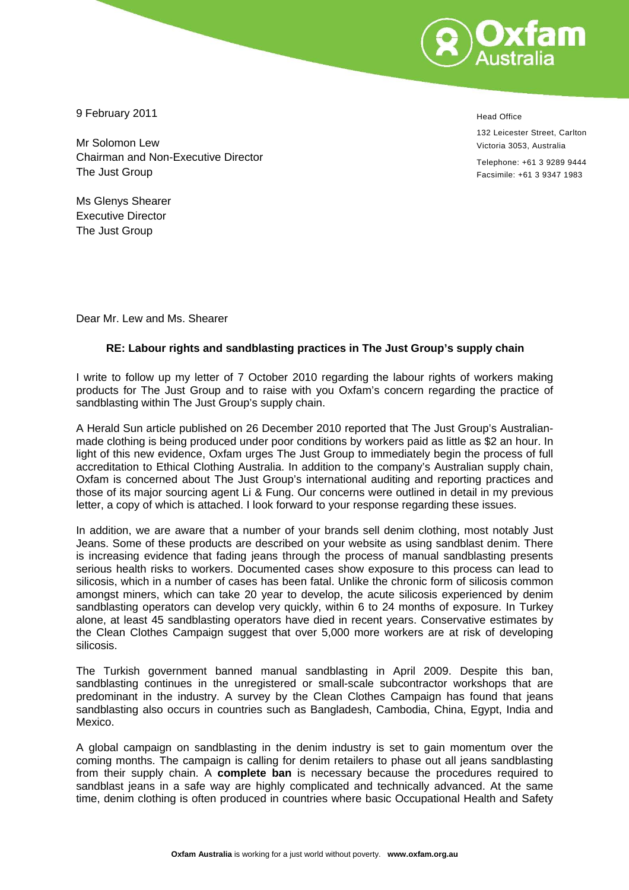9 February 2011

Head Office

132 Leicester Street, Carlton
Victoria 3053, Australia

Telephone: +61 3 9289 9444
Facsimile: +61 3 9347 1983

Mr Solomon Lew
Chairman and Non-Executive Director
The Just Group

Ms Glenys Shearer
Executive Director
The Just Group

Dear Mr. Lew and Ms. Shearer

**RE: Labour rights and sandblasting practices in The Just Group's supply chain**

I write to follow up my letter of 7 October 2010 regarding the labour rights of workers making products for The Just Group and to raise with you Oxfam's concern regarding the practice of sandblasting within The Just Group's supply chain.

A Herald Sun article published on 26 December 2010 reported that The Just Group's Australian-made clothing is being produced under poor conditions by workers paid as little as $2 an hour. In light of this new evidence, Oxfam urges The Just Group to immediately begin the process of full accreditation to Ethical Clothing Australia. In addition to the company's Australian supply chain, Oxfam is concerned about The Just Group's international auditing and reporting practices and those of its major sourcing agent Li & Fung. Our concerns were outlined in detail in my previous letter, a copy of which is attached. I look forward to your response regarding these issues.

In addition, we are aware that a number of your brands sell denim clothing, most notably Just Jeans. Some of these products are described on your website as using sandblast denim. There is increasing evidence that fading jeans through the process of manual sandblasting presents serious health risks to workers. Documented cases show exposure to this process can lead to silicosis, which in a number of cases has been fatal. Unlike the chronic form of silicosis common amongst miners, which can take 20 year to develop, the acute silicosis experienced by denim sandblasting operators can develop very quickly, within 6 to 24 months of exposure. In Turkey alone, at least 45 sandblasting operators have died in recent years. Conservative estimates by the Clean Clothes Campaign suggest that over 5,000 more workers are at risk of developing silicosis.

The Turkish government banned manual sandblasting in April 2009. Despite this ban, sandblasting continues in the unregistered or small-scale subcontractor workshops that are predominant in the industry. A survey by the Clean Clothes Campaign has found that jeans sandblasting also occurs in countries such as Bangladesh, Cambodia, China, Egypt, India and Mexico.

A global campaign on sandblasting in the denim industry is set to gain momentum over the coming months. The campaign is calling for denim retailers to phase out all jeans sandblasting from their supply chain. A **complete ban** is necessary because the procedures required to sandblast jeans in a safe way are highly complicated and technically advanced. At the same time, denim clothing is often produced in countries where basic Occupational Health and Safety

**Oxfam Australia** is working for a just world without poverty. **www.oxfam.org.au**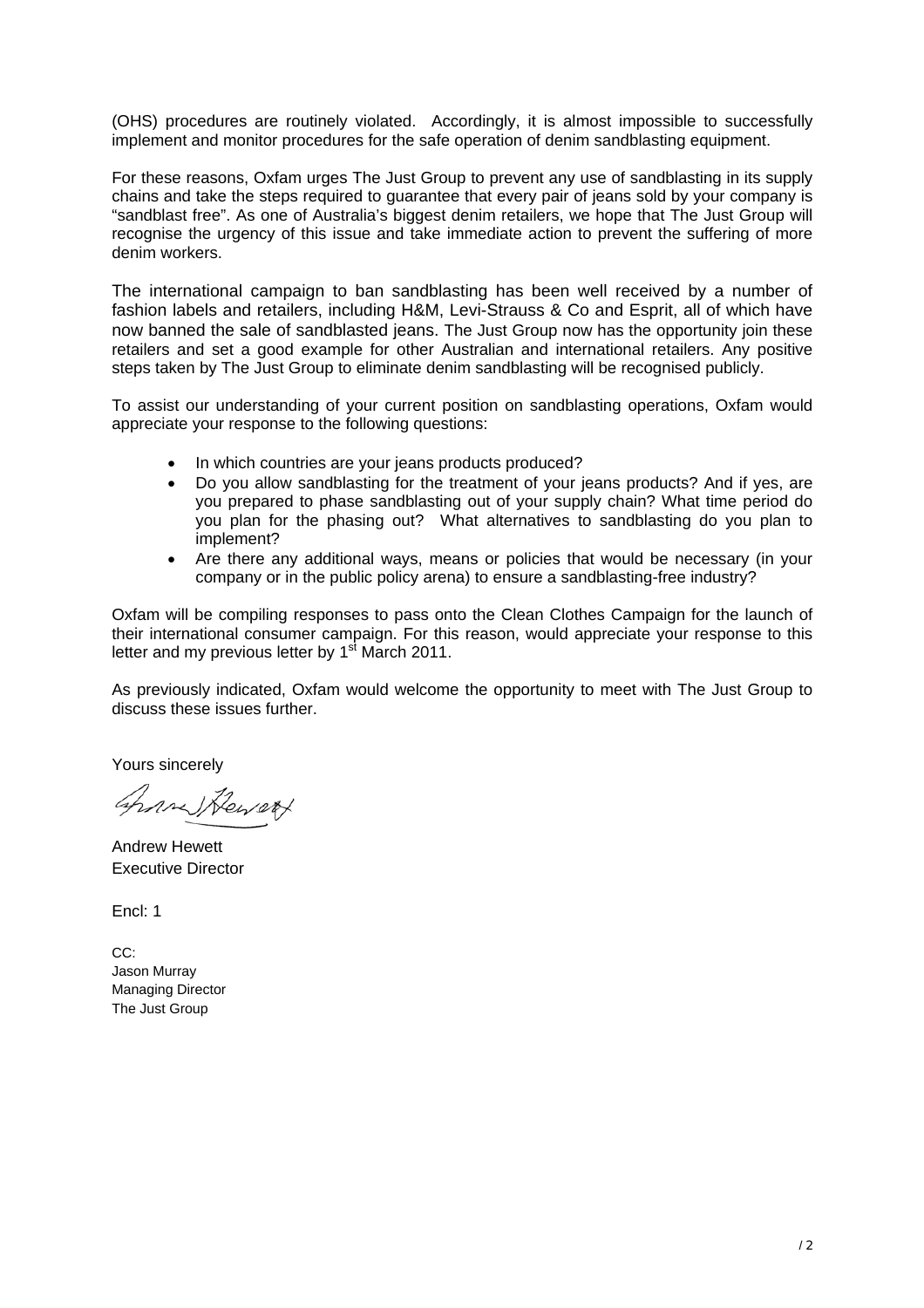(OHS) procedures are routinely violated. Accordingly, it is almost impossible to successfully implement and monitor procedures for the safe operation of denim sandblasting equipment.

For these reasons, Oxfam urges The Just Group to prevent any use of sandblasting in its supply chains and take the steps required to guarantee that every pair of jeans sold by your company is "sandblast free". As one of Australia's biggest denim retailers, we hope that The Just Group will recognise the urgency of this issue and take immediate action to prevent the suffering of more denim workers.

The international campaign to ban sandblasting has been well received by a number of fashion labels and retailers, including H&M, Levi-Strauss & Co and Esprit, all of which have now banned the sale of sandblasted jeans. The Just Group now has the opportunity join these retailers and set a good example for other Australian and international retailers. Any positive steps taken by The Just Group to eliminate denim sandblasting will be recognised publicly.

To assist our understanding of your current position on sandblasting operations, Oxfam would appreciate your response to the following questions:

- In which countries are your jeans products produced?
- Do you allow sandblasting for the treatment of your jeans products? And if yes, are you prepared to phase sandblasting out of your supply chain? What time period do you plan for the phasing out? What alternatives to sandblasting do you plan to implement?
- Are there any additional ways, means or policies that would be necessary (in your company or in the public policy arena) to ensure a sandblasting-free industry?

Oxfam will be compiling responses to pass onto the Clean Clothes Campaign for the launch of their international consumer campaign. For this reason, would appreciate your response to this letter and my previous letter by 1st March 2011.

As previously indicated, Oxfam would welcome the opportunity to meet with The Just Group to discuss these issues further.

Yours sincerely

Andrew Hewett
Executive Director

Encl: 1

CC:
Jason Murray
Managing Director
The Just Group